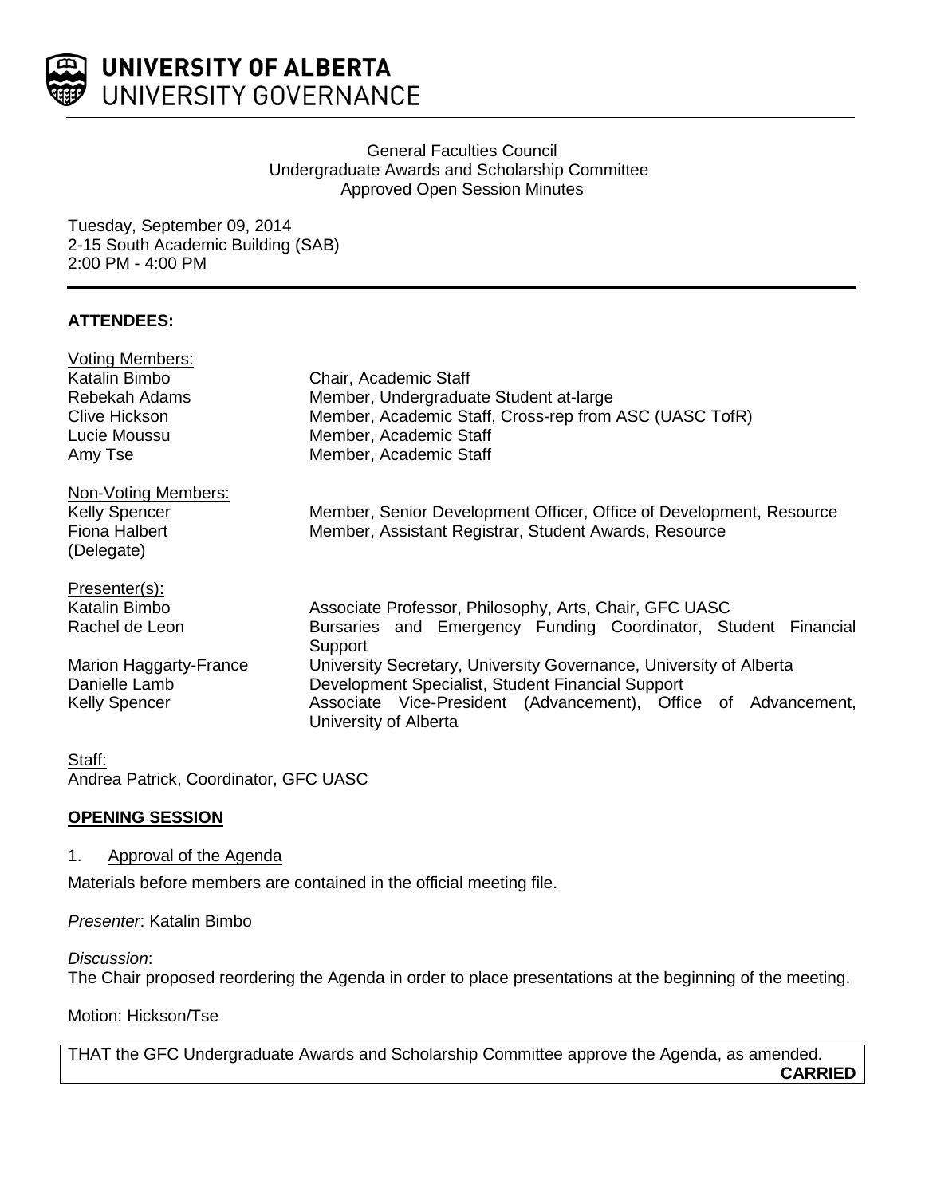# UNIVERSITY OF ALBERTA
## UNIVERSITY GOVERNANCE

General Faculties Council
Undergraduate Awards and Scholarship Committee
Approved Open Session Minutes

Tuesday, September 09, 2014
2-15 South Academic Building (SAB)
2:00 PM - 4:00 PM

**ATTENDEES:**

Voting Members:

| | |
|---|---|
| Katalin Bimbo | Chair, Academic Staff |
| Rebekah Adams | Member, Undergraduate Student at-large |
| Clive Hickson | Member, Academic Staff, Cross-rep from ASC (UASC TofR) |
| Lucie Moussu | Member, Academic Staff |
| Amy Tse | Member, Academic Staff |

Non-Voting Members:

| | |
|---|---|
| Kelly Spencer | Member, Senior Development Officer, Office of Development, Resource |
| Fiona Halbert (Delegate) | Member, Assistant Registrar, Student Awards, Resource |

Presenter(s):

| | |
|---|---|
| Katalin Bimbo | Associate Professor, Philosophy, Arts, Chair, GFC UASC |
| Rachel de Leon | Bursaries and Emergency Funding Coordinator, Student Financial Support |
| Marion Haggarty-France | University Secretary, University Governance, University of Alberta |
| Danielle Lamb | Development Specialist, Student Financial Support |
| Kelly Spencer | Associate Vice-President (Advancement), Office of Advancement, University of Alberta |

Staff:
Andrea Patrick, Coordinator, GFC UASC

**OPENING SESSION**

1. Approval of the Agenda

Materials before members are contained in the official meeting file.

*Presenter*: Katalin Bimbo

*Discussion*:
The Chair proposed reordering the Agenda in order to place presentations at the beginning of the meeting.

Motion: Hickson/Tse

THAT the GFC Undergraduate Awards and Scholarship Committee approve the Agenda, as amended.
**CARRIED**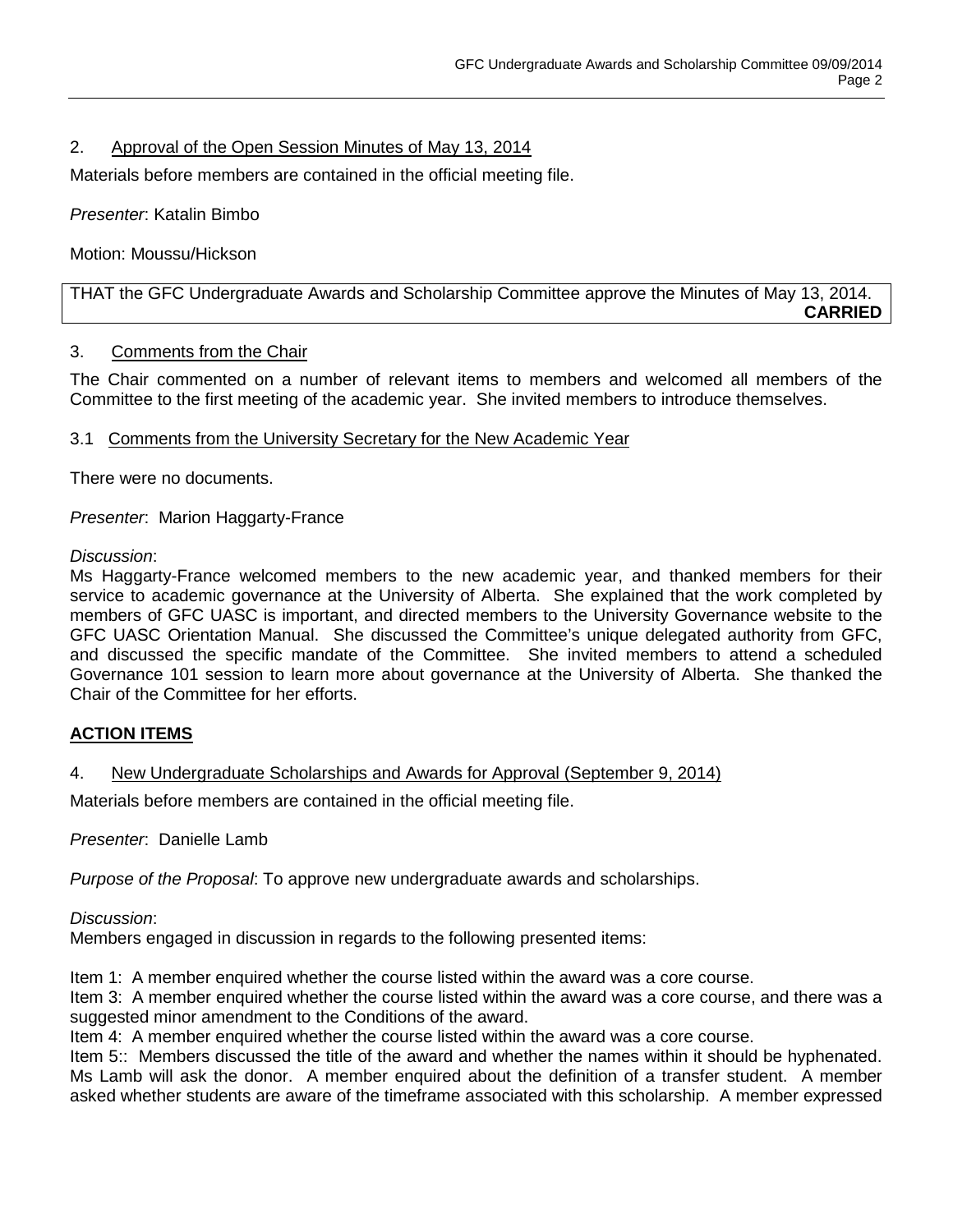2. Approval of the Open Session Minutes of May 13, 2014

Materials before members are contained in the official meeting file.

*Presenter*: Katalin Bimbo

Motion: Moussu/Hickson

THAT the GFC Undergraduate Awards and Scholarship Committee approve the Minutes of May 13, 2014.
**CARRIED**

3. Comments from the Chair

The Chair commented on a number of relevant items to members and welcomed all members of the Committee to the first meeting of the academic year. She invited members to introduce themselves.

3.1 Comments from the University Secretary for the New Academic Year

There were no documents.

*Presenter*: Marion Haggarty-France

*Discussion*:
Ms Haggarty-France welcomed members to the new academic year, and thanked members for their service to academic governance at the University of Alberta. She explained that the work completed by members of GFC UASC is important, and directed members to the University Governance website to the GFC UASC Orientation Manual. She discussed the Committee's unique delegated authority from GFC, and discussed the specific mandate of the Committee. She invited members to attend a scheduled Governance 101 session to learn more about governance at the University of Alberta. She thanked the Chair of the Committee for her efforts.

**ACTION ITEMS**

4. New Undergraduate Scholarships and Awards for Approval (September 9, 2014)

Materials before members are contained in the official meeting file.

*Presenter*: Danielle Lamb

*Purpose of the Proposal*: To approve new undergraduate awards and scholarships.

*Discussion*:
Members engaged in discussion in regards to the following presented items:

Item 1: A member enquired whether the course listed within the award was a core course.
Item 3: A member enquired whether the course listed within the award was a core course, and there was a suggested minor amendment to the Conditions of the award.
Item 4: A member enquired whether the course listed within the award was a core course.
Item 5:: Members discussed the title of the award and whether the names within it should be hyphenated. Ms Lamb will ask the donor. A member enquired about the definition of a transfer student. A member asked whether students are aware of the timeframe associated with this scholarship. A member expressed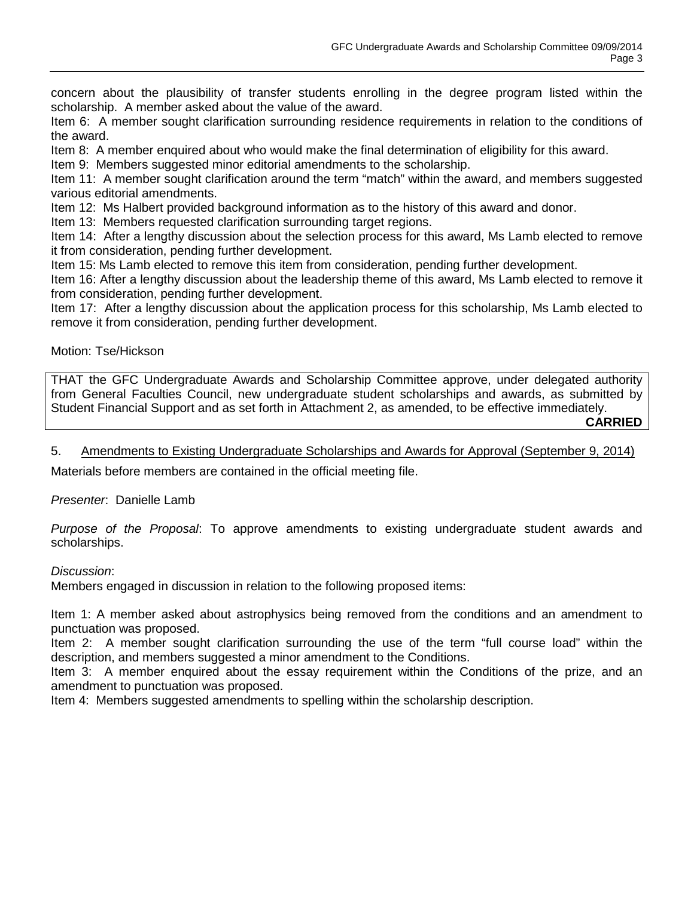concern about the plausibility of transfer students enrolling in the degree program listed within the scholarship. A member asked about the value of the award.

Item 6: A member sought clarification surrounding residence requirements in relation to the conditions of the award.

Item 8: A member enquired about who would make the final determination of eligibility for this award.

Item 9: Members suggested minor editorial amendments to the scholarship.

Item 11: A member sought clarification around the term "match" within the award, and members suggested various editorial amendments.

Item 12: Ms Halbert provided background information as to the history of this award and donor.

Item 13: Members requested clarification surrounding target regions.

Item 14: After a lengthy discussion about the selection process for this award, Ms Lamb elected to remove it from consideration, pending further development.

Item 15: Ms Lamb elected to remove this item from consideration, pending further development.

Item 16: After a lengthy discussion about the leadership theme of this award, Ms Lamb elected to remove it from consideration, pending further development.

Item 17: After a lengthy discussion about the application process for this scholarship, Ms Lamb elected to remove it from consideration, pending further development.

Motion: Tse/Hickson

> THAT the GFC Undergraduate Awards and Scholarship Committee approve, under delegated authority from General Faculties Council, new undergraduate student scholarships and awards, as submitted by Student Financial Support and as set forth in Attachment 2, as amended, to be effective immediately.
>
> **CARRIED**

5. Amendments to Existing Undergraduate Scholarships and Awards for Approval (September 9, 2014)

Materials before members are contained in the official meeting file.

*Presenter*: Danielle Lamb

*Purpose of the Proposal*: To approve amendments to existing undergraduate student awards and scholarships.

*Discussion*:

Members engaged in discussion in relation to the following proposed items:

Item 1: A member asked about astrophysics being removed from the conditions and an amendment to punctuation was proposed.

Item 2: A member sought clarification surrounding the use of the term "full course load" within the description, and members suggested a minor amendment to the Conditions.

Item 3: A member enquired about the essay requirement within the Conditions of the prize, and an amendment to punctuation was proposed.

Item 4: Members suggested amendments to spelling within the scholarship description.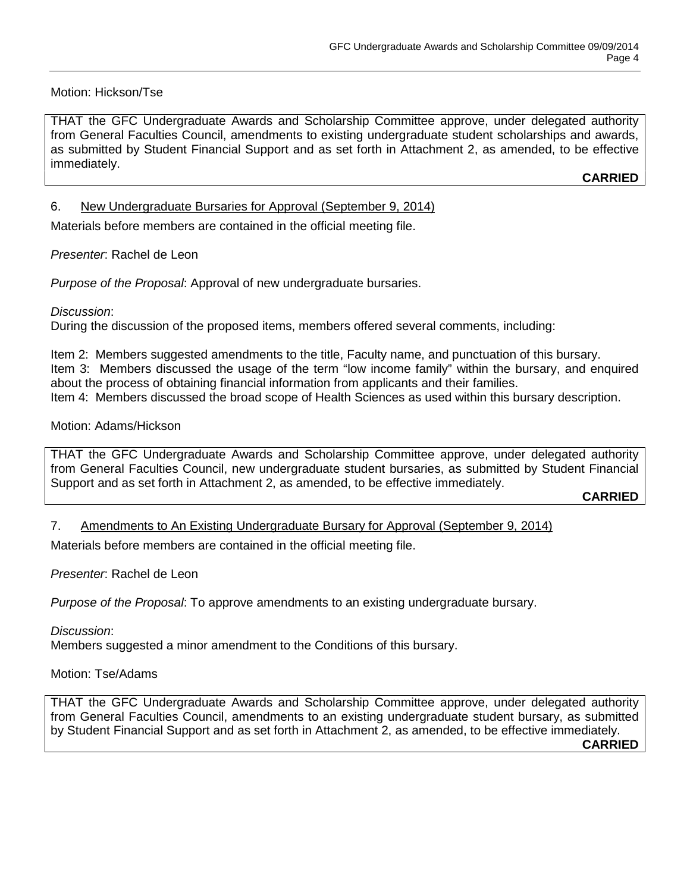Motion: Hickson/Tse

> THAT the GFC Undergraduate Awards and Scholarship Committee approve, under delegated authority from General Faculties Council, amendments to existing undergraduate student scholarships and awards, as submitted by Student Financial Support and as set forth in Attachment 2, as amended, to be effective immediately.
>
> **CARRIED**

6. <u>New Undergraduate Bursaries for Approval (September 9, 2014)</u>

Materials before members are contained in the official meeting file.

*Presenter*: Rachel de Leon

*Purpose of the Proposal*: Approval of new undergraduate bursaries.

*Discussion*:
During the discussion of the proposed items, members offered several comments, including:

Item 2: Members suggested amendments to the title, Faculty name, and punctuation of this bursary.
Item 3: Members discussed the usage of the term "low income family" within the bursary, and enquired about the process of obtaining financial information from applicants and their families.
Item 4: Members discussed the broad scope of Health Sciences as used within this bursary description.

Motion: Adams/Hickson

> THAT the GFC Undergraduate Awards and Scholarship Committee approve, under delegated authority from General Faculties Council, new undergraduate student bursaries, as submitted by Student Financial Support and as set forth in Attachment 2, as amended, to be effective immediately.
>
> **CARRIED**

7. <u>Amendments to An Existing Undergraduate Bursary for Approval (September 9, 2014)</u>

Materials before members are contained in the official meeting file.

*Presenter*: Rachel de Leon

*Purpose of the Proposal*: To approve amendments to an existing undergraduate bursary.

*Discussion*:
Members suggested a minor amendment to the Conditions of this bursary.

Motion: Tse/Adams

> THAT the GFC Undergraduate Awards and Scholarship Committee approve, under delegated authority from General Faculties Council, amendments to an existing undergraduate student bursary, as submitted by Student Financial Support and as set forth in Attachment 2, as amended, to be effective immediately.
>
> **CARRIED**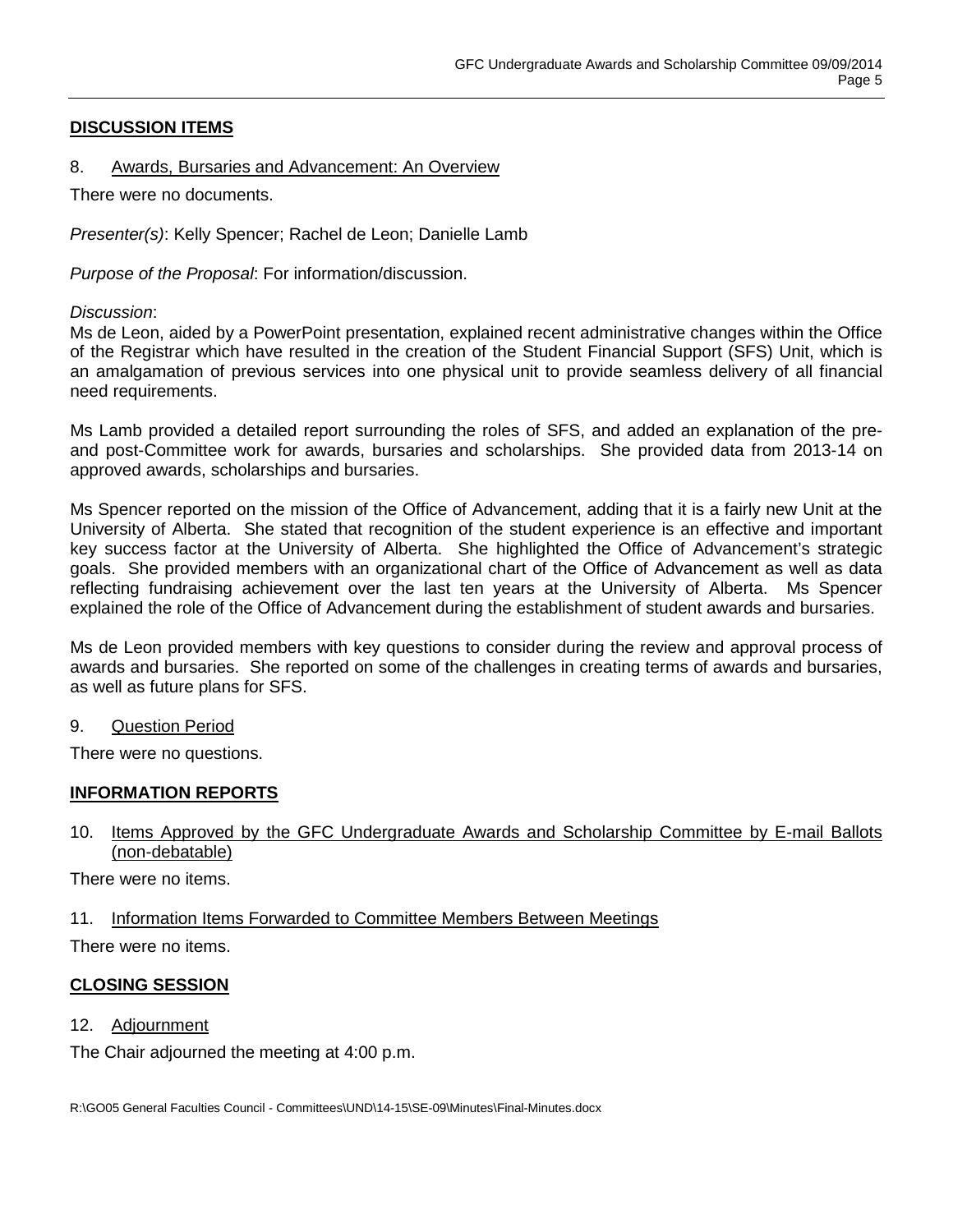## DISCUSSION ITEMS

8. Awards, Bursaries and Advancement: An Overview

There were no documents.

*Presenter(s)*: Kelly Spencer; Rachel de Leon; Danielle Lamb

*Purpose of the Proposal*: For information/discussion.

*Discussion*:

Ms de Leon, aided by a PowerPoint presentation, explained recent administrative changes within the Office of the Registrar which have resulted in the creation of the Student Financial Support (SFS) Unit, which is an amalgamation of previous services into one physical unit to provide seamless delivery of all financial need requirements.

Ms Lamb provided a detailed report surrounding the roles of SFS, and added an explanation of the pre- and post-Committee work for awards, bursaries and scholarships. She provided data from 2013-14 on approved awards, scholarships and bursaries.

Ms Spencer reported on the mission of the Office of Advancement, adding that it is a fairly new Unit at the University of Alberta. She stated that recognition of the student experience is an effective and important key success factor at the University of Alberta. She highlighted the Office of Advancement's strategic goals. She provided members with an organizational chart of the Office of Advancement as well as data reflecting fundraising achievement over the last ten years at the University of Alberta. Ms Spencer explained the role of the Office of Advancement during the establishment of student awards and bursaries.

Ms de Leon provided members with key questions to consider during the review and approval process of awards and bursaries. She reported on some of the challenges in creating terms of awards and bursaries, as well as future plans for SFS.

9. Question Period

There were no questions.

## INFORMATION REPORTS

10. Items Approved by the GFC Undergraduate Awards and Scholarship Committee by E-mail Ballots (non-debatable)

There were no items.

11. Information Items Forwarded to Committee Members Between Meetings

There were no items.

## CLOSING SESSION

12. Adjournment

The Chair adjourned the meeting at 4:00 p.m.

R:\GO05 General Faculties Council - Committees\UND\14-15\SE-09\Minutes\Final-Minutes.docx